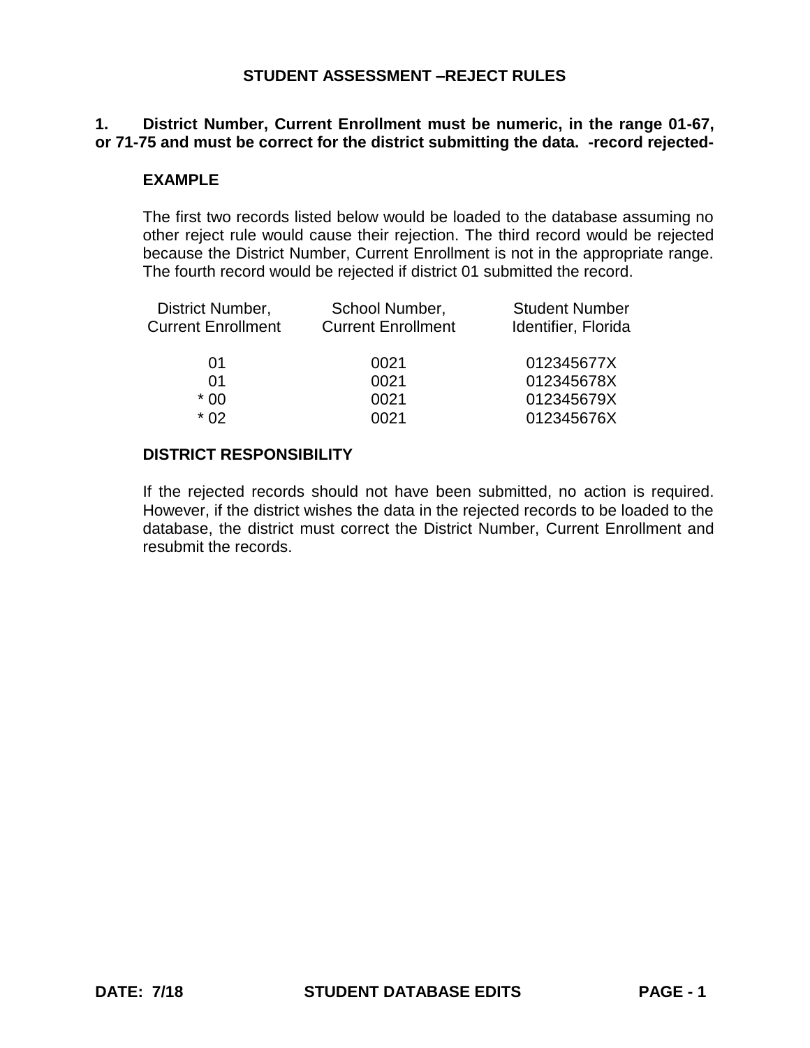# STUDENT ASSESSMENT –REJECT RULES

**1. District Number, Current Enrollment must be numeric, in the range 01-67, or 71-75 and must be correct for the district submitting the data. -record rejected-**

**EXAMPLE**

The first two records listed below would be loaded to the database assuming no other reject rule would cause their rejection. The third record would be rejected because the District Number, Current Enrollment is not in the appropriate range. The fourth record would be rejected if district 01 submitted the record.

| District Number, Current Enrollment | School Number, Current Enrollment | Student Number Identifier, Florida |
|---|---|---|
| 01 | 0021 | 012345677X |
| 01 | 0021 | 012345678X |
| * 00 | 0021 | 012345679X |
| * 02 | 0021 | 012345676X |

**DISTRICT RESPONSIBILITY**

If the rejected records should not have been submitted, no action is required. However, if the district wishes the data in the rejected records to be loaded to the database, the district must correct the District Number, Current Enrollment and resubmit the records.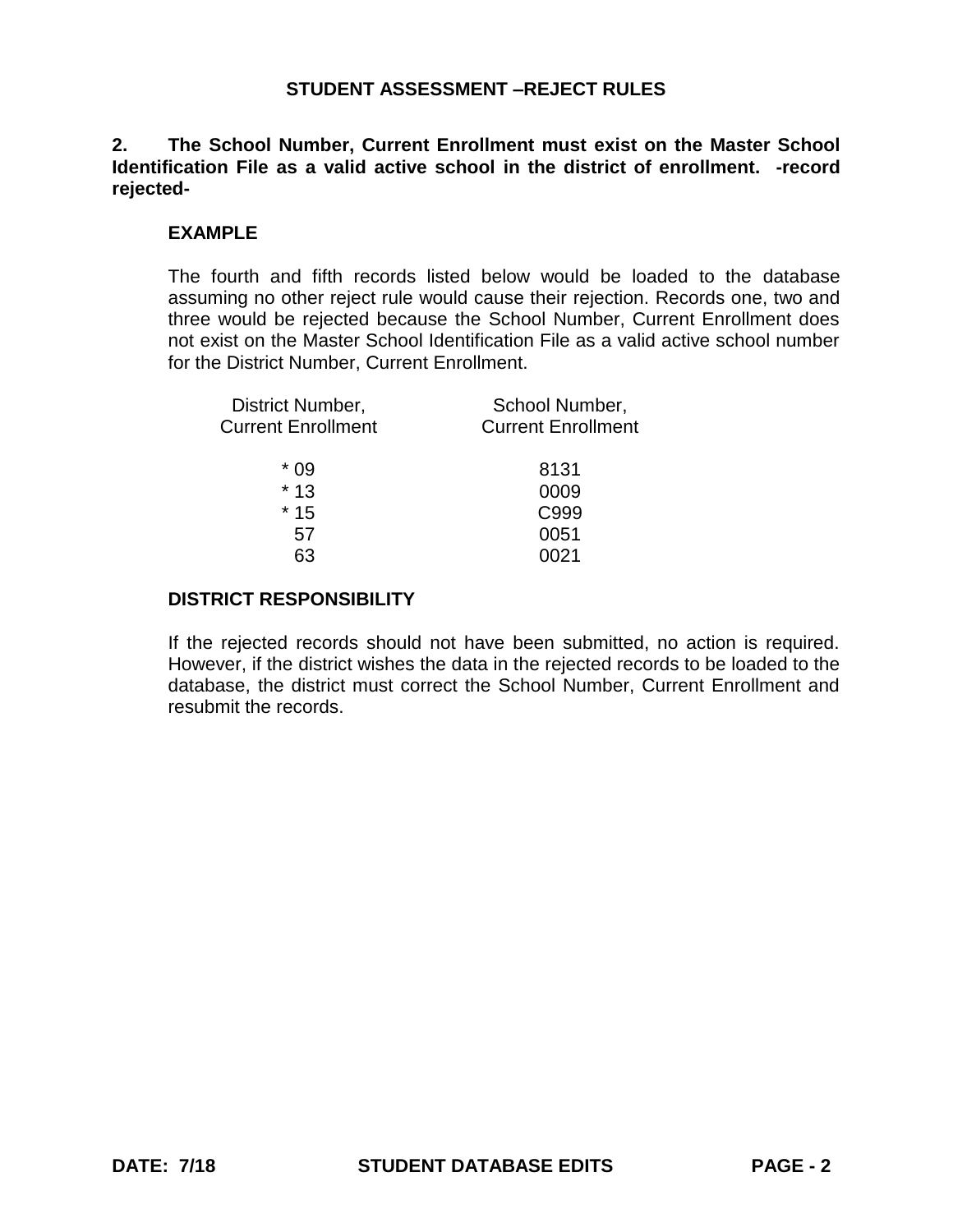# STUDENT ASSESSMENT –REJECT RULES

**2. The School Number, Current Enrollment must exist on the Master School Identification File as a valid active school in the district of enrollment. -record rejected-**

**EXAMPLE**

The fourth and fifth records listed below would be loaded to the database assuming no other reject rule would cause their rejection. Records one, two and three would be rejected because the School Number, Current Enrollment does not exist on the Master School Identification File as a valid active school number for the District Number, Current Enrollment.

| District Number, Current Enrollment | School Number, Current Enrollment |
|---|---|
| * 09 | 8131 |
| * 13 | 0009 |
| * 15 | C999 |
| 57 | 0051 |
| 63 | 0021 |

**DISTRICT RESPONSIBILITY**

If the rejected records should not have been submitted, no action is required. However, if the district wishes the data in the rejected records to be loaded to the database, the district must correct the School Number, Current Enrollment and resubmit the records.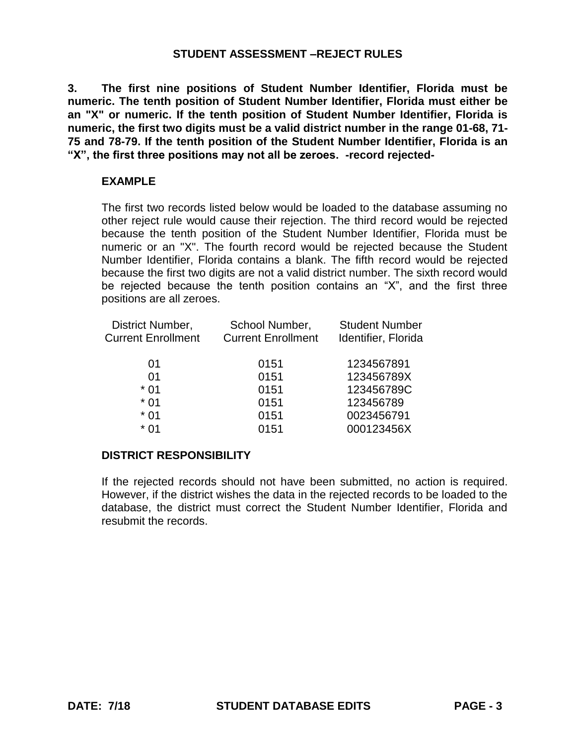## STUDENT ASSESSMENT –REJECT RULES

**3. The first nine positions of Student Number Identifier, Florida must be numeric. The tenth position of Student Number Identifier, Florida must either be an "X" or numeric. If the tenth position of Student Number Identifier, Florida is numeric, the first two digits must be a valid district number in the range 01-68, 71-75 and 78-79. If the tenth position of the Student Number Identifier, Florida is an "X", the first three positions may not all be zeroes. -record rejected-**

**EXAMPLE**

The first two records listed below would be loaded to the database assuming no other reject rule would cause their rejection. The third record would be rejected because the tenth position of the Student Number Identifier, Florida must be numeric or an "X". The fourth record would be rejected because the Student Number Identifier, Florida contains a blank. The fifth record would be rejected because the first two digits are not a valid district number. The sixth record would be rejected because the tenth position contains an "X", and the first three positions are all zeroes.

| District Number, Current Enrollment | School Number, Current Enrollment | Student Number Identifier, Florida |
|---|---|---|
| 01 | 0151 | 1234567891 |
| 01 | 0151 | 123456789X |
| * 01 | 0151 | 123456789C |
| * 01 | 0151 | 123456789 |
| * 01 | 0151 | 0023456791 |
| * 01 | 0151 | 000123456X |

**DISTRICT RESPONSIBILITY**

If the rejected records should not have been submitted, no action is required. However, if the district wishes the data in the rejected records to be loaded to the database, the district must correct the Student Number Identifier, Florida and resubmit the records.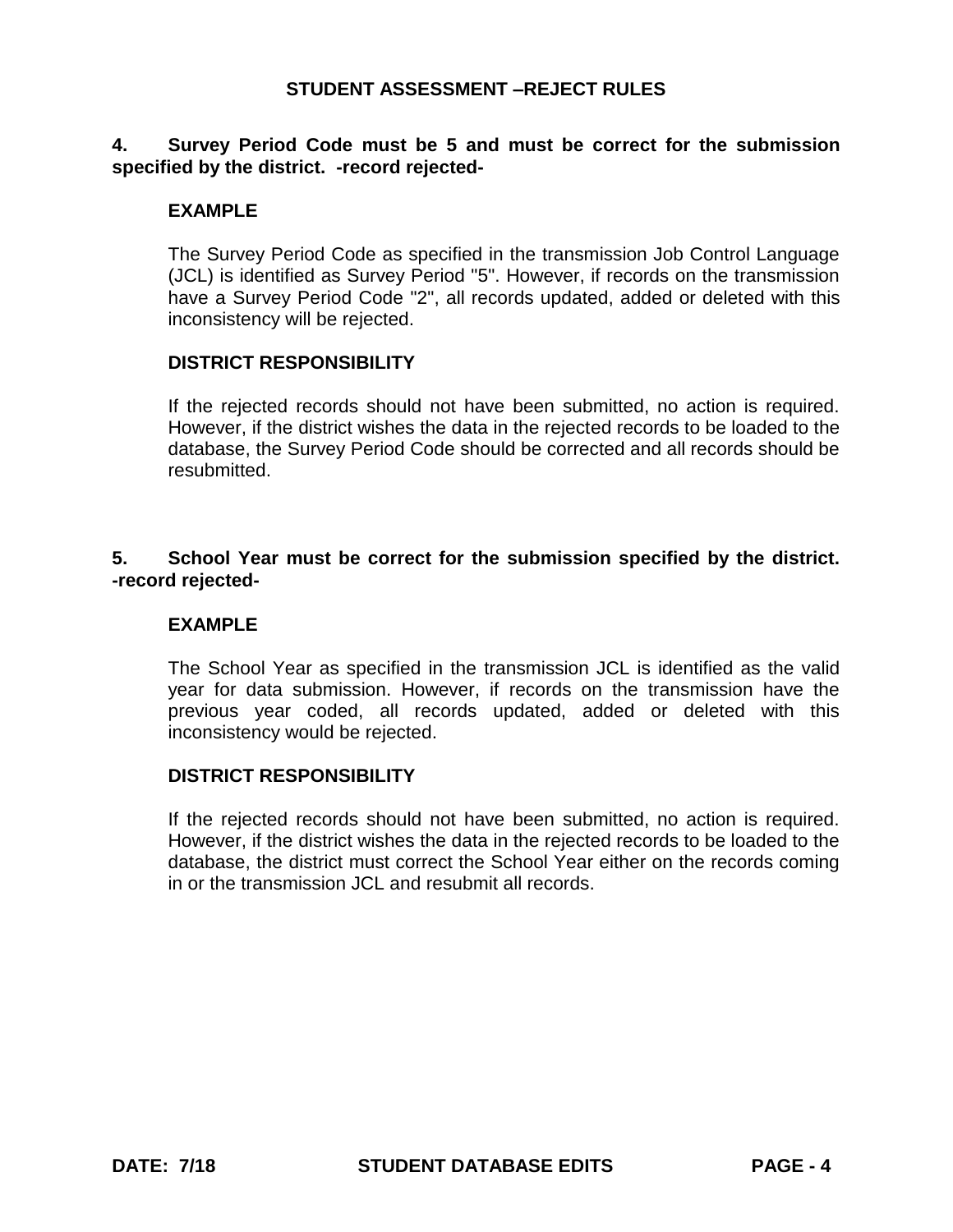## STUDENT ASSESSMENT –REJECT RULES

**4. Survey Period Code must be 5 and must be correct for the submission specified by the district. -record rejected-**

**EXAMPLE**

The Survey Period Code as specified in the transmission Job Control Language (JCL) is identified as Survey Period "5". However, if records on the transmission have a Survey Period Code "2", all records updated, added or deleted with this inconsistency will be rejected.

**DISTRICT RESPONSIBILITY**

If the rejected records should not have been submitted, no action is required. However, if the district wishes the data in the rejected records to be loaded to the database, the Survey Period Code should be corrected and all records should be resubmitted.

**5. School Year must be correct for the submission specified by the district. -record rejected-**

**EXAMPLE**

The School Year as specified in the transmission JCL is identified as the valid year for data submission. However, if records on the transmission have the previous year coded, all records updated, added or deleted with this inconsistency would be rejected.

**DISTRICT RESPONSIBILITY**

If the rejected records should not have been submitted, no action is required. However, if the district wishes the data in the rejected records to be loaded to the database, the district must correct the School Year either on the records coming in or the transmission JCL and resubmit all records.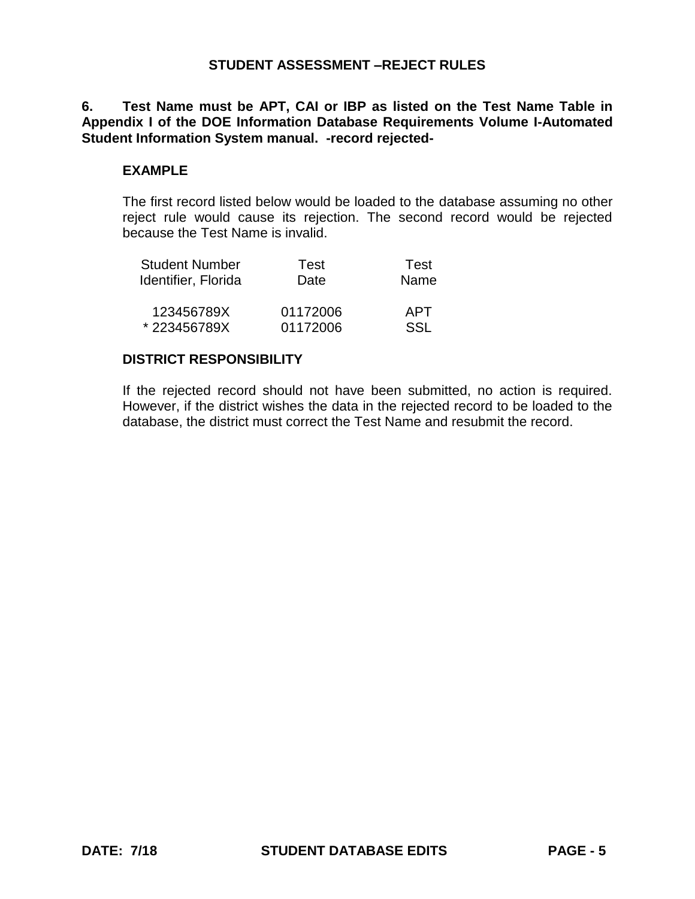## STUDENT ASSESSMENT –REJECT RULES

**6. Test Name must be APT, CAI or IBP as listed on the Test Name Table in Appendix I of the DOE Information Database Requirements Volume I-Automated Student Information System manual. -record rejected-**

**EXAMPLE**

The first record listed below would be loaded to the database assuming no other reject rule would cause its rejection. The second record would be rejected because the Test Name is invalid.

| Student Number Identifier, Florida | Test Date | Test Name |
|---|---|---|
| 123456789X | 01172006 | APT |
| * 223456789X | 01172006 | SSL |

**DISTRICT RESPONSIBILITY**

If the rejected record should not have been submitted, no action is required. However, if the district wishes the data in the rejected record to be loaded to the database, the district must correct the Test Name and resubmit the record.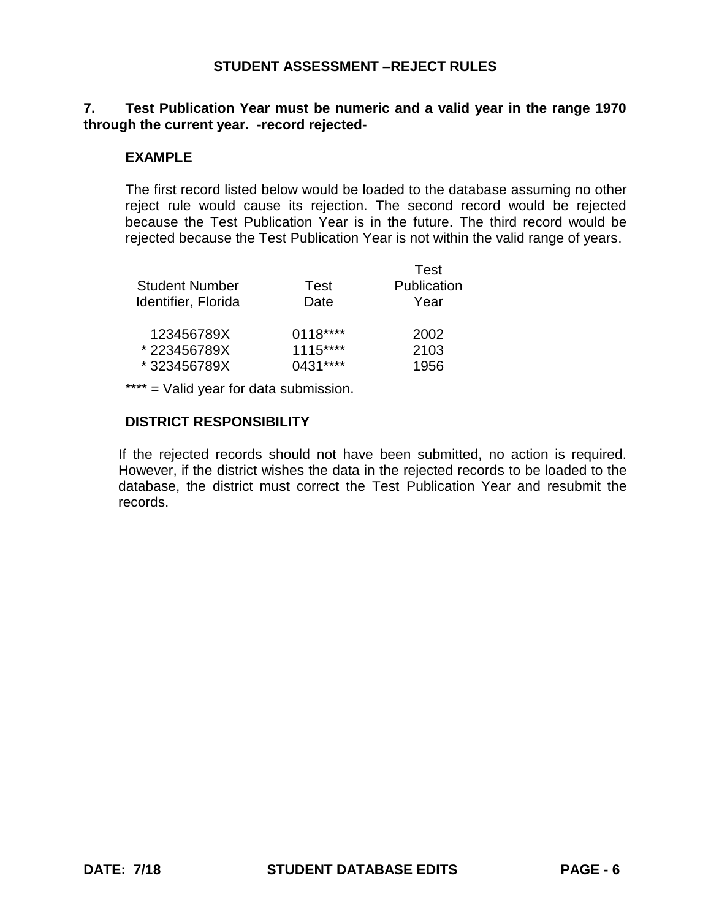## STUDENT ASSESSMENT –REJECT RULES

### 7. Test Publication Year must be numeric and a valid year in the range 1970 through the current year. -record rejected-

**EXAMPLE**

The first record listed below would be loaded to the database assuming no other reject rule would cause its rejection. The second record would be rejected because the Test Publication Year is in the future. The third record would be rejected because the Test Publication Year is not within the valid range of years.

| Student Number Identifier, Florida | Test Date | Test Publication Year |
|---|---|---|
| 123456789X | 0118**** | 2002 |
| * 223456789X | 1115**** | 2103 |
| * 323456789X | 0431**** | 1956 |

**** = Valid year for data submission.

**DISTRICT RESPONSIBILITY**

If the rejected records should not have been submitted, no action is required. However, if the district wishes the data in the rejected records to be loaded to the database, the district must correct the Test Publication Year and resubmit the records.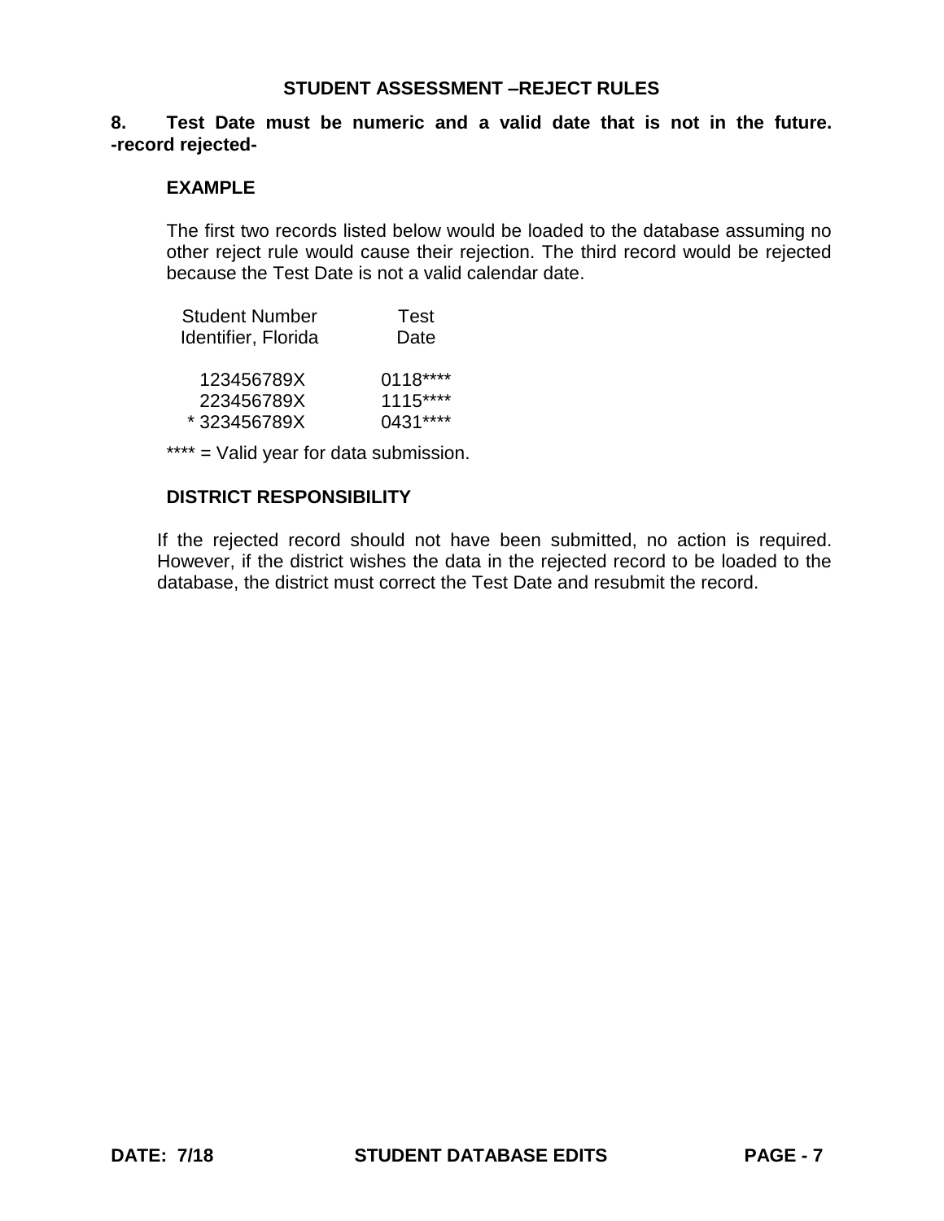## STUDENT ASSESSMENT –REJECT RULES

**8. Test Date must be numeric and a valid date that is not in the future. -record rejected-**

**EXAMPLE**

The first two records listed below would be loaded to the database assuming no other reject rule would cause their rejection. The third record would be rejected because the Test Date is not a valid calendar date.

| Student Number Identifier, Florida | Test Date |
|---|---|
| 123456789X | 0118**** |
| 223456789X | 1115**** |
| * 323456789X | 0431**** |

**** = Valid year for data submission.

**DISTRICT RESPONSIBILITY**

If the rejected record should not have been submitted, no action is required. However, if the district wishes the data in the rejected record to be loaded to the database, the district must correct the Test Date and resubmit the record.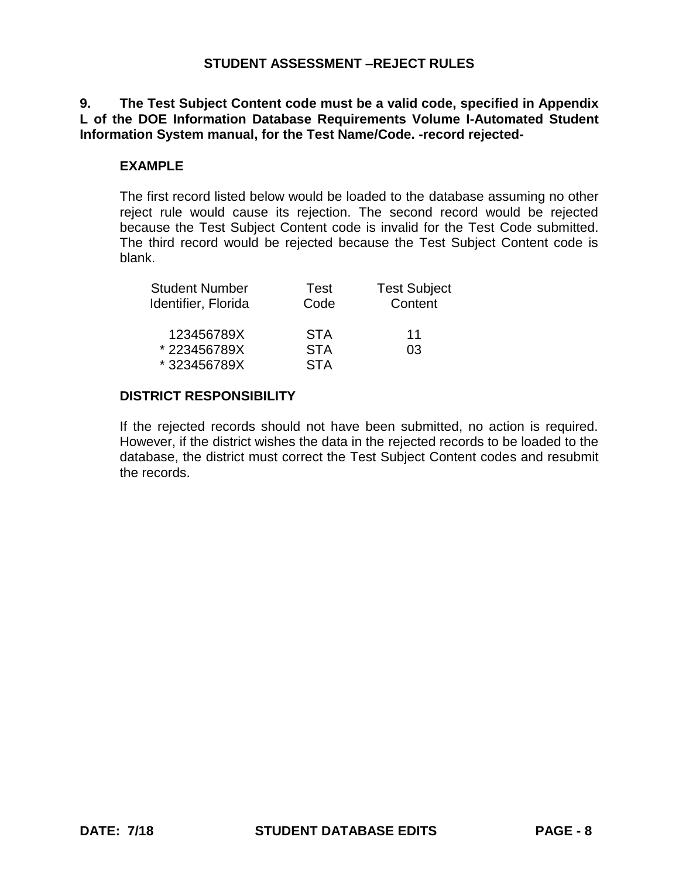## STUDENT ASSESSMENT –REJECT RULES

**9. The Test Subject Content code must be a valid code, specified in Appendix L of the DOE Information Database Requirements Volume I-Automated Student Information System manual, for the Test Name/Code. -record rejected-**

### EXAMPLE

The first record listed below would be loaded to the database assuming no other reject rule would cause its rejection. The second record would be rejected because the Test Subject Content code is invalid for the Test Code submitted. The third record would be rejected because the Test Subject Content code is blank.

| Student Number Identifier, Florida | Test Code | Test Subject Content |
|---|---|---|
| 123456789X | STA | 11 |
| * 223456789X | STA | 03 |
| * 323456789X | STA | |

### DISTRICT RESPONSIBILITY

If the rejected records should not have been submitted, no action is required. However, if the district wishes the data in the rejected records to be loaded to the database, the district must correct the Test Subject Content codes and resubmit the records.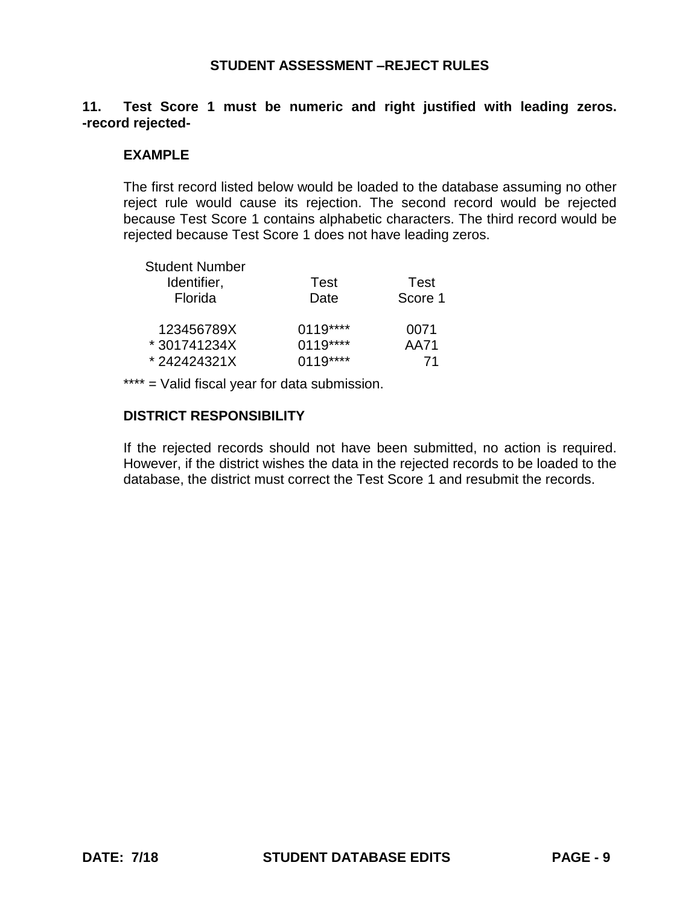## STUDENT ASSESSMENT –REJECT RULES

### 11. Test Score 1 must be numeric and right justified with leading zeros. -record rejected-

**EXAMPLE**

The first record listed below would be loaded to the database assuming no other reject rule would cause its rejection. The second record would be rejected because Test Score 1 contains alphabetic characters. The third record would be rejected because Test Score 1 does not have leading zeros.

| Student Number Identifier, Florida | Test Date | Test Score 1 |
|---|---|---|
| 123456789X | 0119**** | 0071 |
| * 301741234X | 0119**** | AA71 |
| * 242424321X | 0119**** | 71 |

**** = Valid fiscal year for data submission.

**DISTRICT RESPONSIBILITY**

If the rejected records should not have been submitted, no action is required. However, if the district wishes the data in the rejected records to be loaded to the database, the district must correct the Test Score 1 and resubmit the records.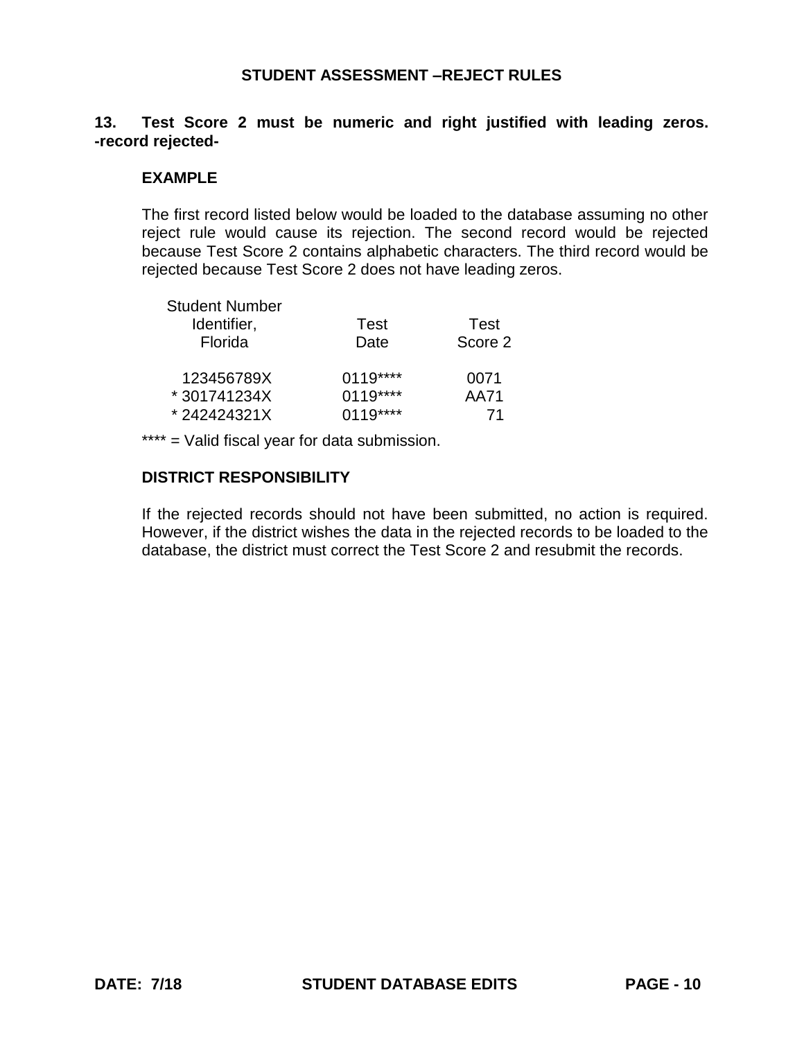## STUDENT ASSESSMENT –REJECT RULES

**13. Test Score 2 must be numeric and right justified with leading zeros. -record rejected-**

### EXAMPLE

The first record listed below would be loaded to the database assuming no other reject rule would cause its rejection. The second record would be rejected because Test Score 2 contains alphabetic characters. The third record would be rejected because Test Score 2 does not have leading zeros.

| Student Number Identifier, Florida | Test Date | Test Score 2 |
|---|---|---|
| 123456789X | 0119**** | 0071 |
| * 301741234X | 0119**** | AA71 |
| * 242424321X | 0119**** | 71 |

**** = Valid fiscal year for data submission.

### DISTRICT RESPONSIBILITY

If the rejected records should not have been submitted, no action is required. However, if the district wishes the data in the rejected records to be loaded to the database, the district must correct the Test Score 2 and resubmit the records.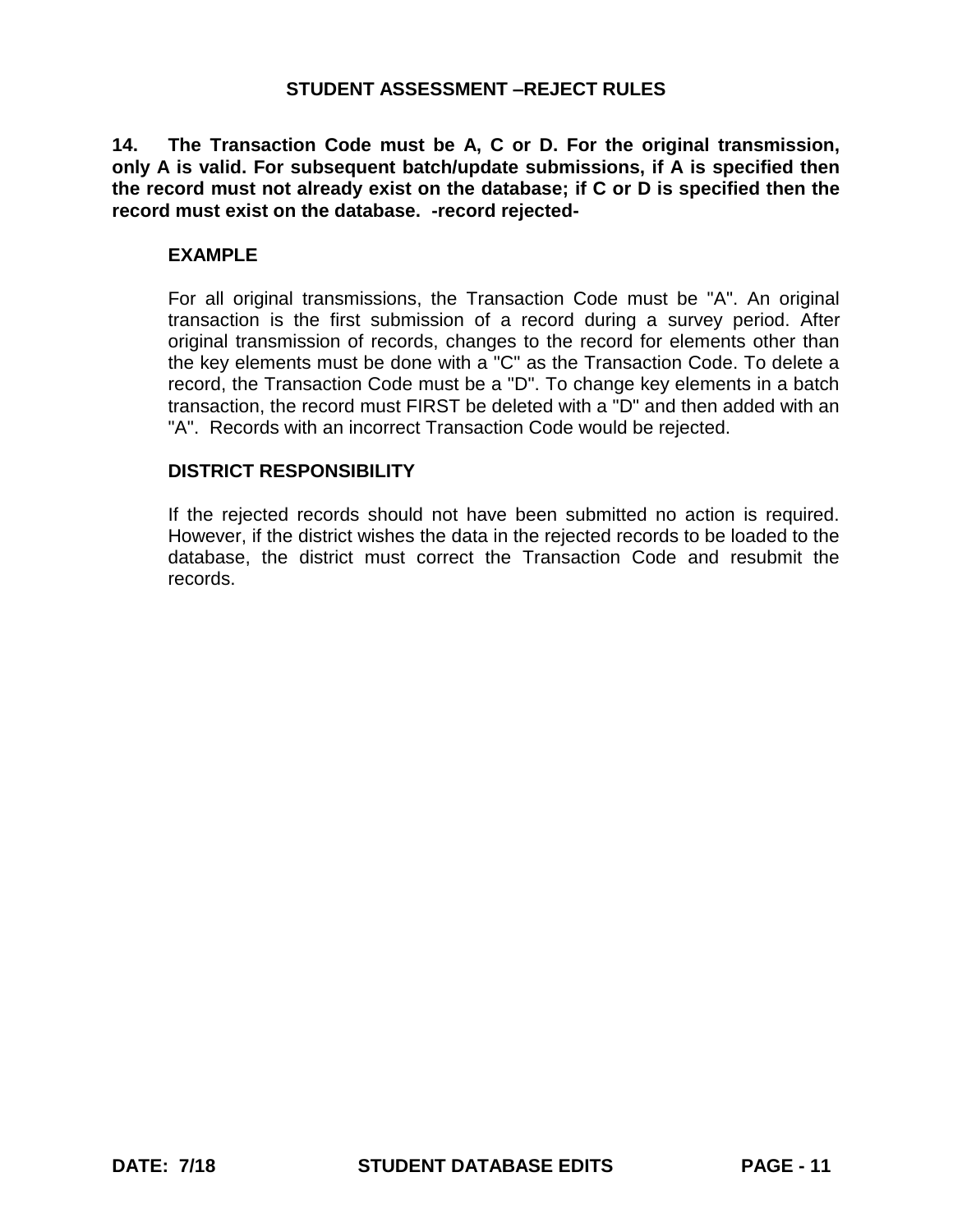**14. The Transaction Code must be A, C or D. For the original transmission, only A is valid. For subsequent batch/update submissions, if A is specified then the record must not already exist on the database; if C or D is specified then the record must exist on the database. -record rejected-**

### EXAMPLE

For all original transmissions, the Transaction Code must be "A". An original transaction is the first submission of a record during a survey period. After original transmission of records, changes to the record for elements other than the key elements must be done with a "C" as the Transaction Code. To delete a record, the Transaction Code must be a "D". To change key elements in a batch transaction, the record must FIRST be deleted with a "D" and then added with an "A". Records with an incorrect Transaction Code would be rejected.

### DISTRICT RESPONSIBILITY

If the rejected records should not have been submitted no action is required. However, if the district wishes the data in the rejected records to be loaded to the database, the district must correct the Transaction Code and resubmit the records.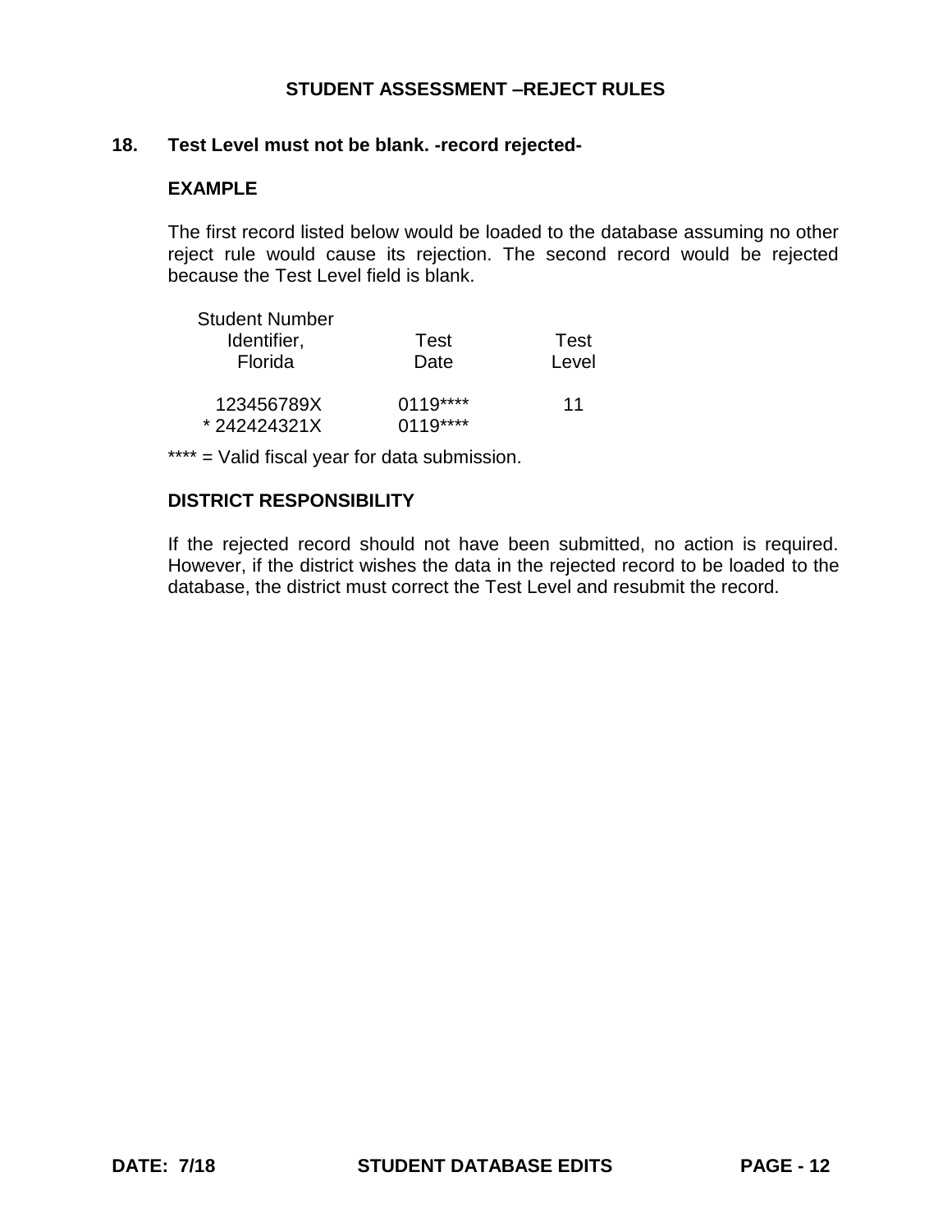## STUDENT ASSESSMENT –REJECT RULES

### 18. Test Level must not be blank. -record rejected-

**EXAMPLE**

The first record listed below would be loaded to the database assuming no other reject rule would cause its rejection. The second record would be rejected because the Test Level field is blank.

| Student Number Identifier, Florida | Test Date | Test Level |
|---|---|---|
| 123456789X | 0119**** | 11 |
| * 242424321X | 0119**** | |

**** = Valid fiscal year for data submission.

**DISTRICT RESPONSIBILITY**

If the rejected record should not have been submitted, no action is required. However, if the district wishes the data in the rejected record to be loaded to the database, the district must correct the Test Level and resubmit the record.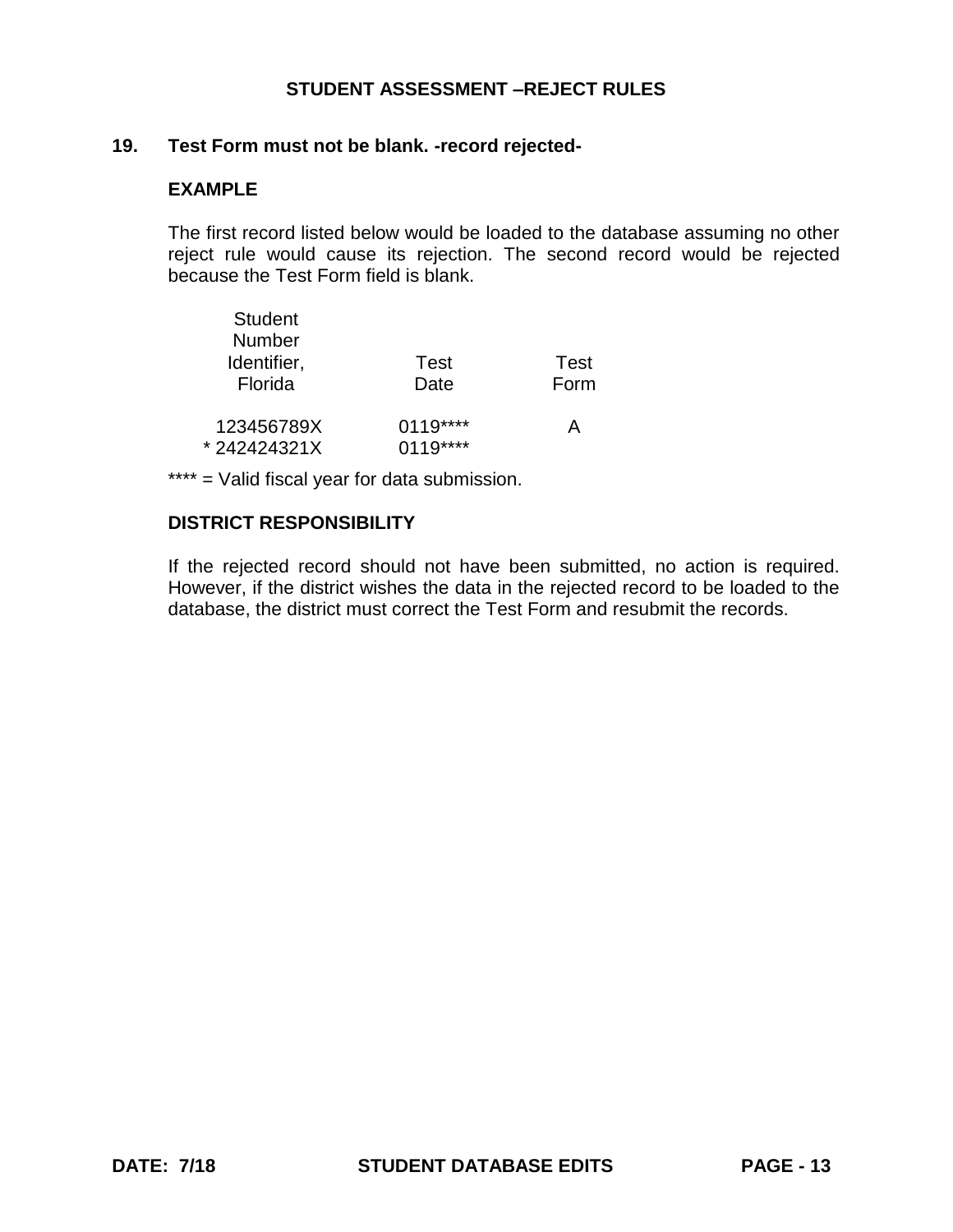## STUDENT ASSESSMENT –REJECT RULES

### 19. Test Form must not be blank. -record rejected-

**EXAMPLE**

The first record listed below would be loaded to the database assuming no other reject rule would cause its rejection. The second record would be rejected because the Test Form field is blank.

| Student Number Identifier, Florida | Test Date | Test Form |
|---|---|---|
| 123456789X | 0119**** | A |
| * 242424321X | 0119**** | |

**** = Valid fiscal year for data submission.

**DISTRICT RESPONSIBILITY**

If the rejected record should not have been submitted, no action is required. However, if the district wishes the data in the rejected record to be loaded to the database, the district must correct the Test Form and resubmit the records.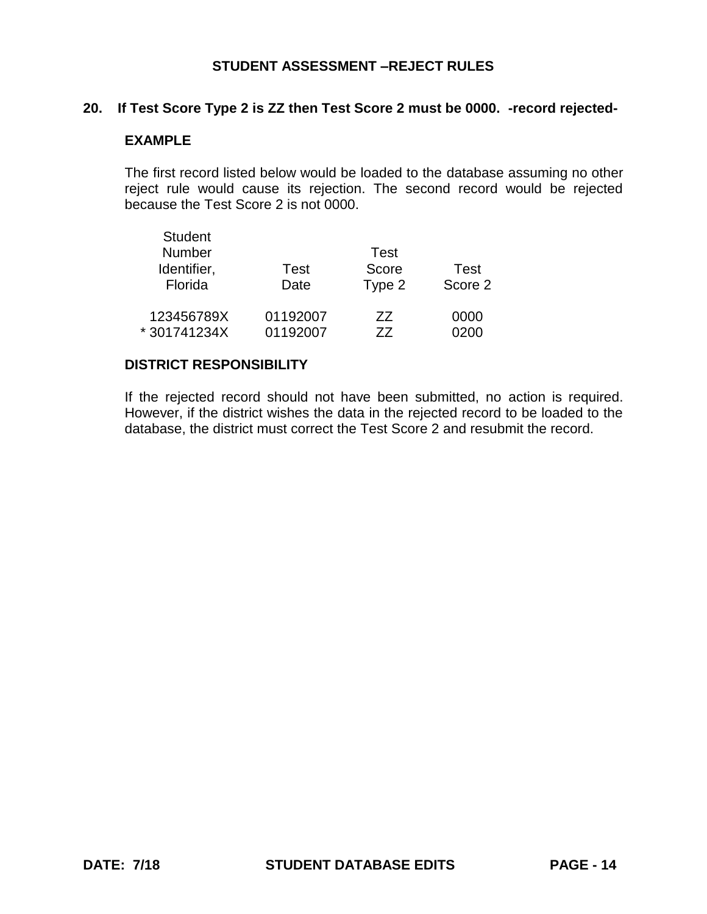# STUDENT ASSESSMENT –REJECT RULES

## 20. If Test Score Type 2 is ZZ then Test Score 2 must be 0000. -record rejected-

### EXAMPLE

The first record listed below would be loaded to the database assuming no other reject rule would cause its rejection. The second record would be rejected because the Test Score 2 is not 0000.

| Student Number Identifier, Florida | Test Date | Test Score Type 2 | Test Score 2 |
|---|---|---|---|
| 123456789X | 01192007 | ZZ | 0000 |
| * 301741234X | 01192007 | ZZ | 0200 |

### DISTRICT RESPONSIBILITY

If the rejected record should not have been submitted, no action is required. However, if the district wishes the data in the rejected record to be loaded to the database, the district must correct the Test Score 2 and resubmit the record.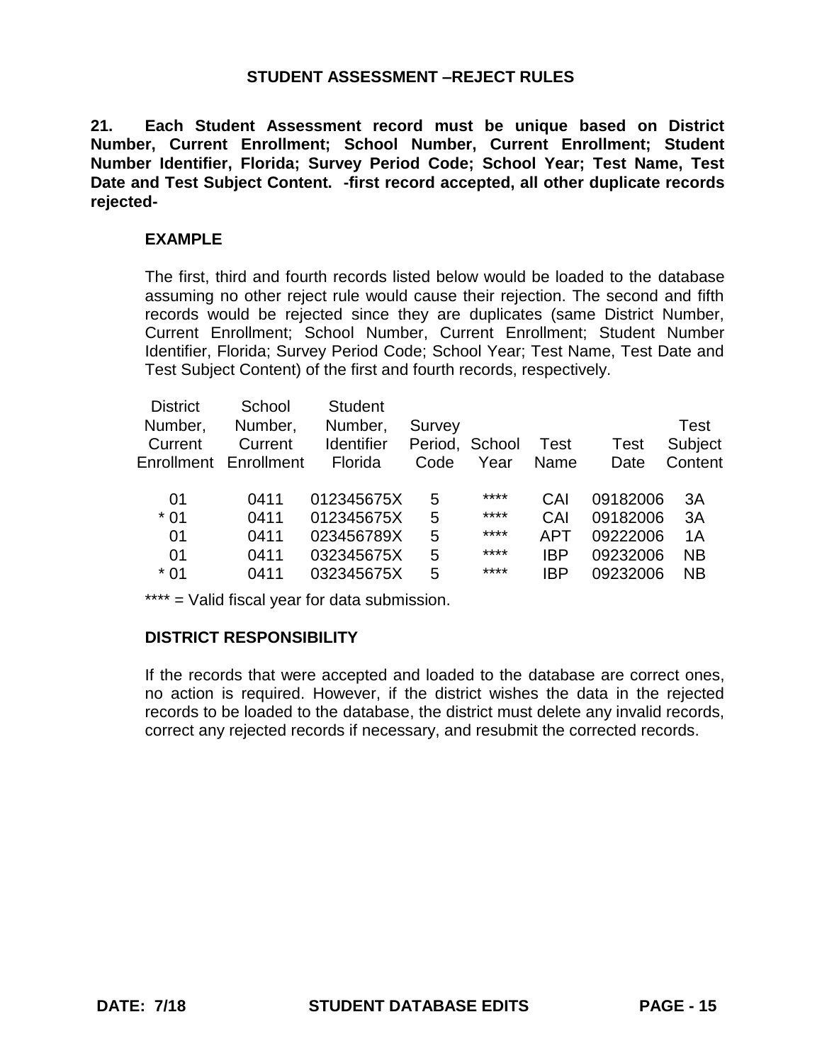## STUDENT ASSESSMENT –REJECT RULES

**21. Each Student Assessment record must be unique based on District Number, Current Enrollment; School Number, Current Enrollment; Student Number Identifier, Florida; Survey Period Code; School Year; Test Name, Test Date and Test Subject Content. -first record accepted, all other duplicate records rejected-**

**EXAMPLE**

The first, third and fourth records listed below would be loaded to the database assuming no other reject rule would cause their rejection. The second and fifth records would be rejected since they are duplicates (same District Number, Current Enrollment; School Number, Current Enrollment; Student Number Identifier, Florida; Survey Period Code; School Year; Test Name, Test Date and Test Subject Content) of the first and fourth records, respectively.

| District Number, Current Enrollment | School Number, Current Enrollment | Student Number, Identifier Florida | Survey Period, Code | School Year | Test Name | Test Date | Test Subject Content |
|---|---|---|---|---|---|---|---|
| 01 | 0411 | 012345675X | 5 | **** | CAI | 09182006 | 3A |
| * 01 | 0411 | 012345675X | 5 | **** | CAI | 09182006 | 3A |
| 01 | 0411 | 023456789X | 5 | **** | APT | 09222006 | 1A |
| 01 | 0411 | 032345675X | 5 | **** | IBP | 09232006 | NB |
| * 01 | 0411 | 032345675X | 5 | **** | IBP | 09232006 | NB |

**** = Valid fiscal year for data submission.

**DISTRICT RESPONSIBILITY**

If the records that were accepted and loaded to the database are correct ones, no action is required. However, if the district wishes the data in the rejected records to be loaded to the database, the district must delete any invalid records, correct any rejected records if necessary, and resubmit the corrected records.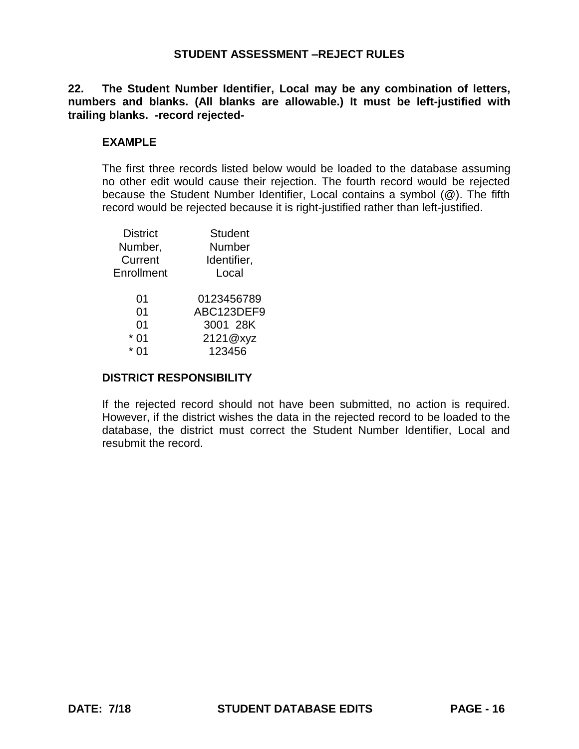## STUDENT ASSESSMENT –REJECT RULES

**22. The Student Number Identifier, Local may be any combination of letters, numbers and blanks. (All blanks are allowable.) It must be left-justified with trailing blanks. -record rejected-**

### EXAMPLE

The first three records listed below would be loaded to the database assuming no other edit would cause their rejection. The fourth record would be rejected because the Student Number Identifier, Local contains a symbol (@). The fifth record would be rejected because it is right-justified rather than left-justified.

| District Number, Current Enrollment | Student Number Identifier, Local |
|---|---|
| 01 | 0123456789 |
| 01 | ABC123DEF9 |
| 01 | 3001  28K |
| * 01 | 2121@xyz |
| * 01 | 123456 |

### DISTRICT RESPONSIBILITY

If the rejected record should not have been submitted, no action is required. However, if the district wishes the data in the rejected record to be loaded to the database, the district must correct the Student Number Identifier, Local and resubmit the record.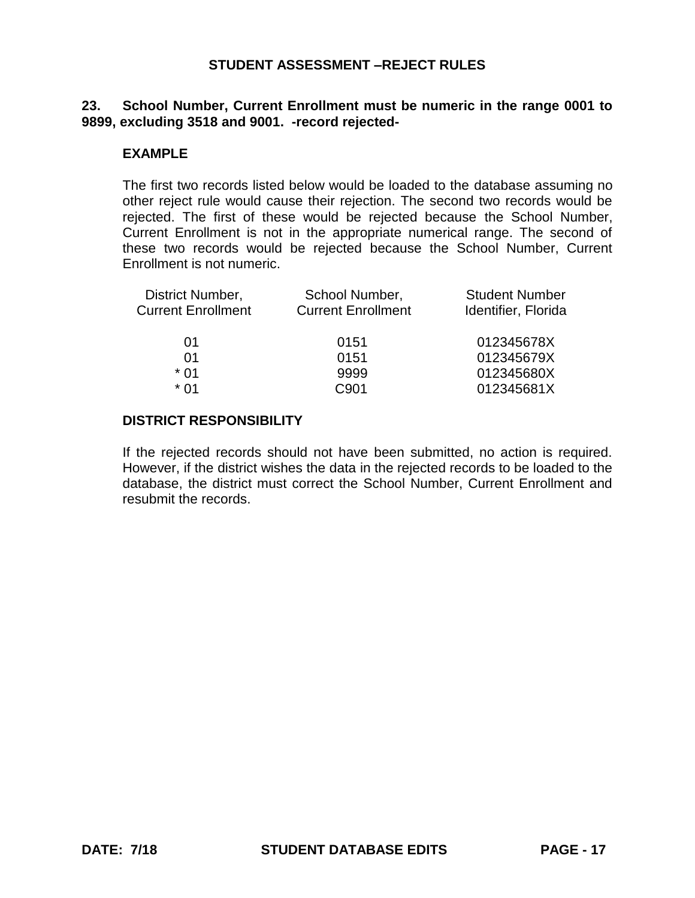## STUDENT ASSESSMENT –REJECT RULES

**23. School Number, Current Enrollment must be numeric in the range 0001 to 9899, excluding 3518 and 9001. -record rejected-**

**EXAMPLE**

The first two records listed below would be loaded to the database assuming no other reject rule would cause their rejection. The second two records would be rejected. The first of these would be rejected because the School Number, Current Enrollment is not in the appropriate numerical range. The second of these two records would be rejected because the School Number, Current Enrollment is not numeric.

| District Number, Current Enrollment | School Number, Current Enrollment | Student Number Identifier, Florida |
|---|---|---|
| 01 | 0151 | 012345678X |
| 01 | 0151 | 012345679X |
| * 01 | 9999 | 012345680X |
| * 01 | C901 | 012345681X |

**DISTRICT RESPONSIBILITY**

If the rejected records should not have been submitted, no action is required. However, if the district wishes the data in the rejected records to be loaded to the database, the district must correct the School Number, Current Enrollment and resubmit the records.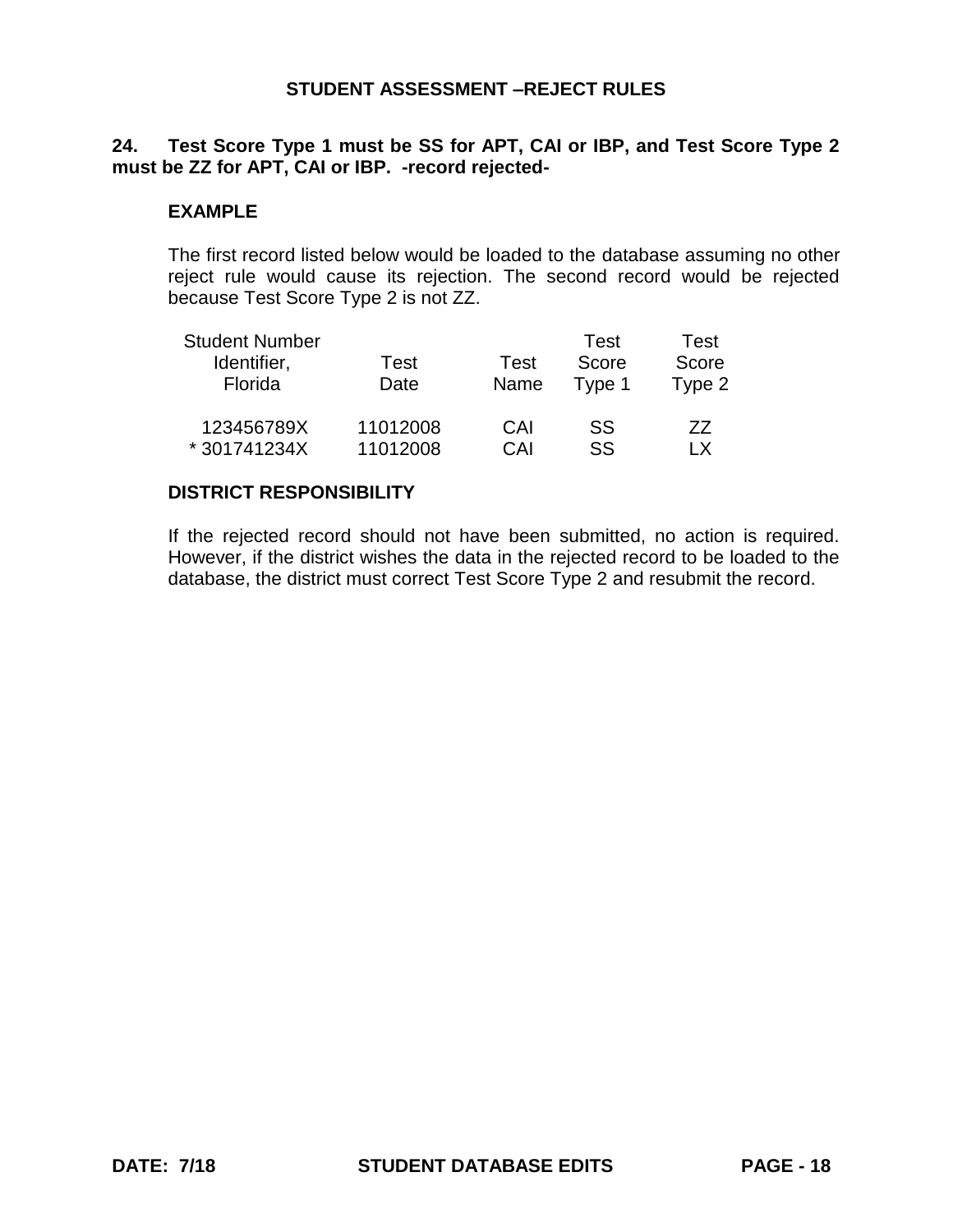## 24. Test Score Type 1 must be SS for APT, CAI or IBP, and Test Score Type 2 must be ZZ for APT, CAI or IBP. -record rejected-

### EXAMPLE

The first record listed below would be loaded to the database assuming no other reject rule would cause its rejection. The second record would be rejected because Test Score Type 2 is not ZZ.

| Student Number Identifier, Florida | Test Date | Test Name | Test Score Type 1 | Test Score Type 2 |
|---|---|---|---|---|
| 123456789X | 11012008 | CAI | SS | ZZ |
| * 301741234X | 11012008 | CAI | SS | LX |

### DISTRICT RESPONSIBILITY

If the rejected record should not have been submitted, no action is required. However, if the district wishes the data in the rejected record to be loaded to the database, the district must correct Test Score Type 2 and resubmit the record.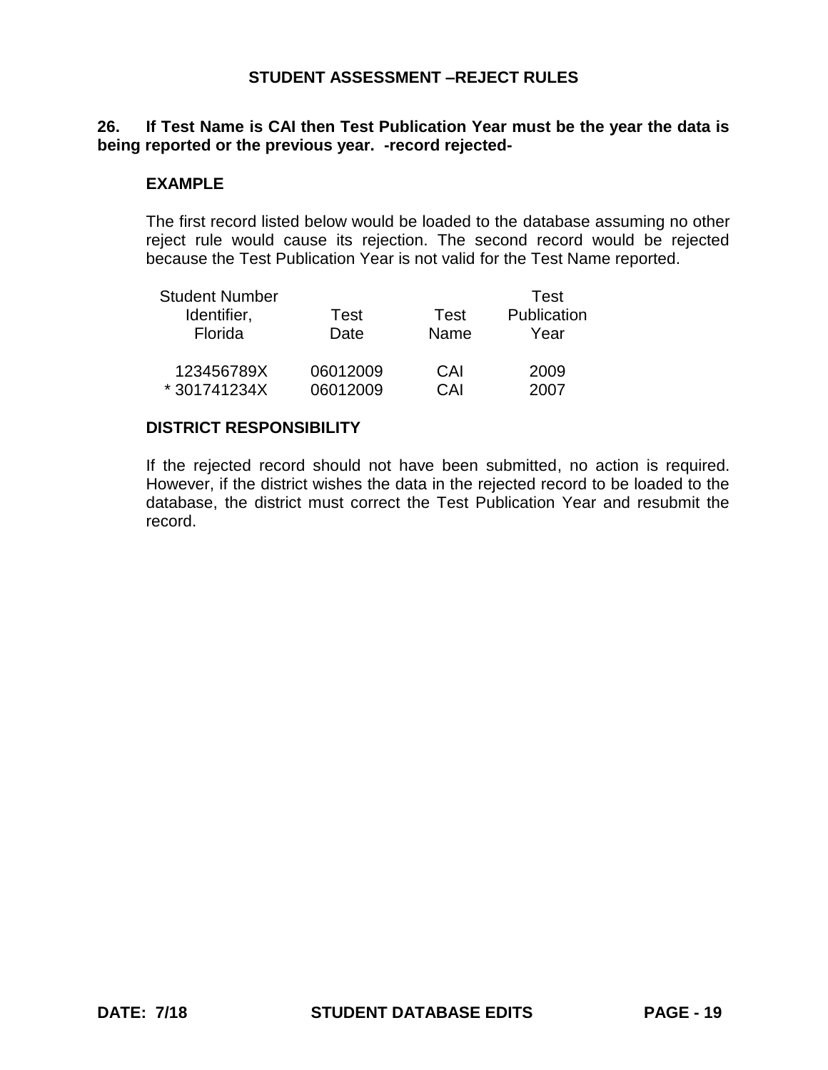**26. If Test Name is CAI then Test Publication Year must be the year the data is being reported or the previous year. -record rejected-**

### EXAMPLE

The first record listed below would be loaded to the database assuming no other reject rule would cause its rejection. The second record would be rejected because the Test Publication Year is not valid for the Test Name reported.

| Student Number Identifier, Florida | Test Date | Test Name | Test Publication Year |
|---|---|---|---|
| 123456789X | 06012009 | CAI | 2009 |
| * 301741234X | 06012009 | CAI | 2007 |

### DISTRICT RESPONSIBILITY

If the rejected record should not have been submitted, no action is required. However, if the district wishes the data in the rejected record to be loaded to the database, the district must correct the Test Publication Year and resubmit the record.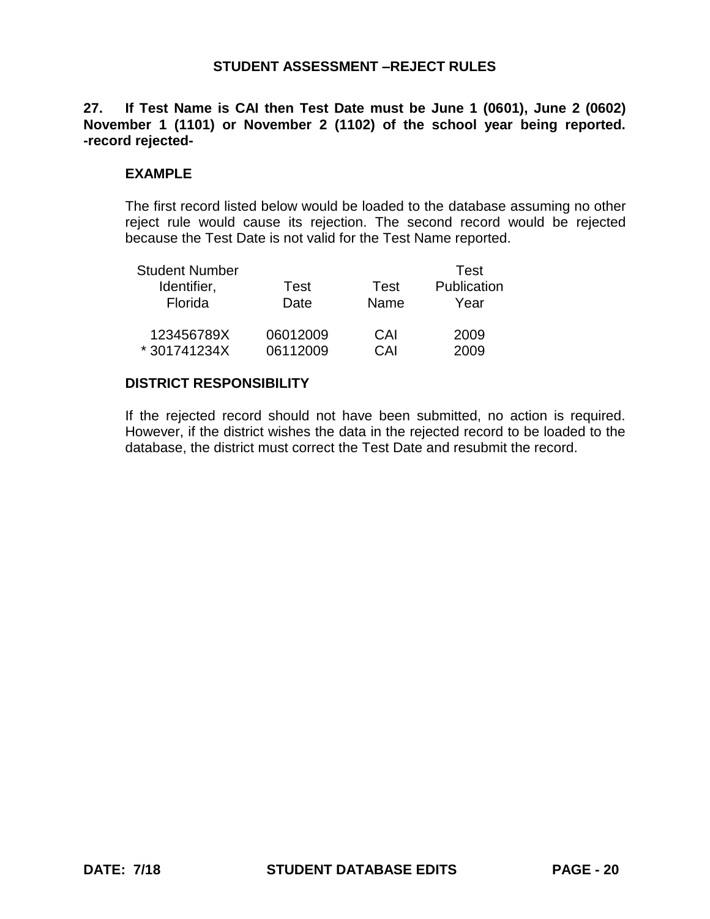## STUDENT ASSESSMENT –REJECT RULES

**27. If Test Name is CAI then Test Date must be June 1 (0601), June 2 (0602) November 1 (1101) or November 2 (1102) of the school year being reported. -record rejected-**

**EXAMPLE**

The first record listed below would be loaded to the database assuming no other reject rule would cause its rejection. The second record would be rejected because the Test Date is not valid for the Test Name reported.

| Student Number Identifier, Florida | Test Date | Test Name | Test Publication Year |
|---|---|---|---|
| 123456789X | 06012009 | CAI | 2009 |
| * 301741234X | 06112009 | CAI | 2009 |

**DISTRICT RESPONSIBILITY**

If the rejected record should not have been submitted, no action is required. However, if the district wishes the data in the rejected record to be loaded to the database, the district must correct the Test Date and resubmit the record.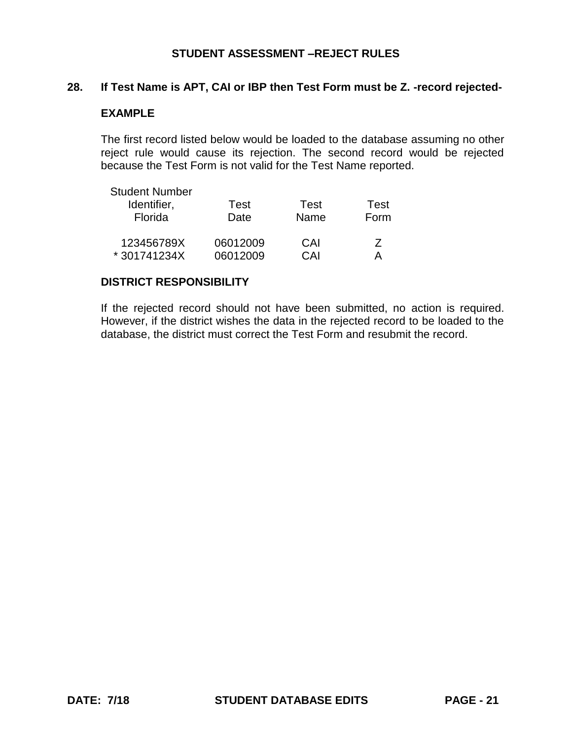## STUDENT ASSESSMENT –REJECT RULES

### 28. If Test Name is APT, CAI or IBP then Test Form must be Z. -record rejected-

**EXAMPLE**

The first record listed below would be loaded to the database assuming no other reject rule would cause its rejection. The second record would be rejected because the Test Form is not valid for the Test Name reported.

| Student Number Identifier, Florida | Test Date | Test Name | Test Form |
|---|---|---|---|
| 123456789X | 06012009 | CAI | Z |
| * 301741234X | 06012009 | CAI | A |

**DISTRICT RESPONSIBILITY**

If the rejected record should not have been submitted, no action is required. However, if the district wishes the data in the rejected record to be loaded to the database, the district must correct the Test Form and resubmit the record.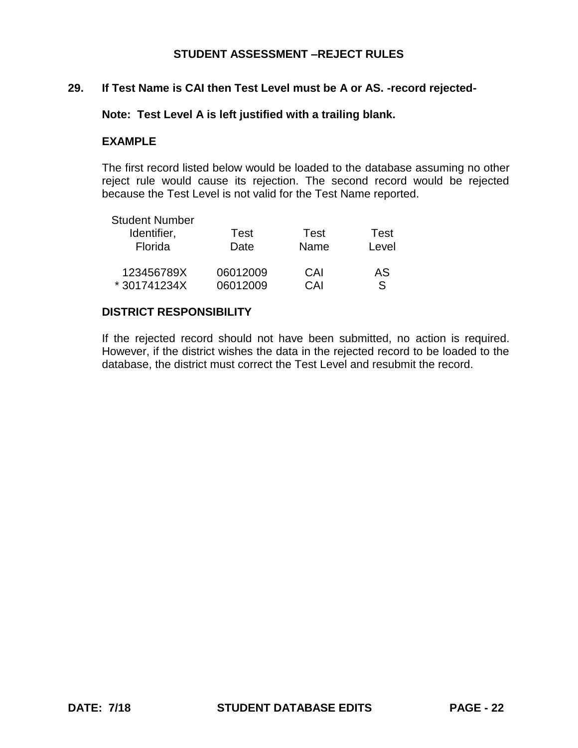## STUDENT ASSESSMENT –REJECT RULES

**29. If Test Name is CAI then Test Level must be A or AS. -record rejected-**

**Note: Test Level A is left justified with a trailing blank.**

**EXAMPLE**

The first record listed below would be loaded to the database assuming no other reject rule would cause its rejection. The second record would be rejected because the Test Level is not valid for the Test Name reported.

| Student Number Identifier, Florida | Test Date | Test Name | Test Level |
|---|---|---|---|
| 123456789X | 06012009 | CAI | AS |
| * 301741234X | 06012009 | CAI | S |

**DISTRICT RESPONSIBILITY**

If the rejected record should not have been submitted, no action is required. However, if the district wishes the data in the rejected record to be loaded to the database, the district must correct the Test Level and resubmit the record.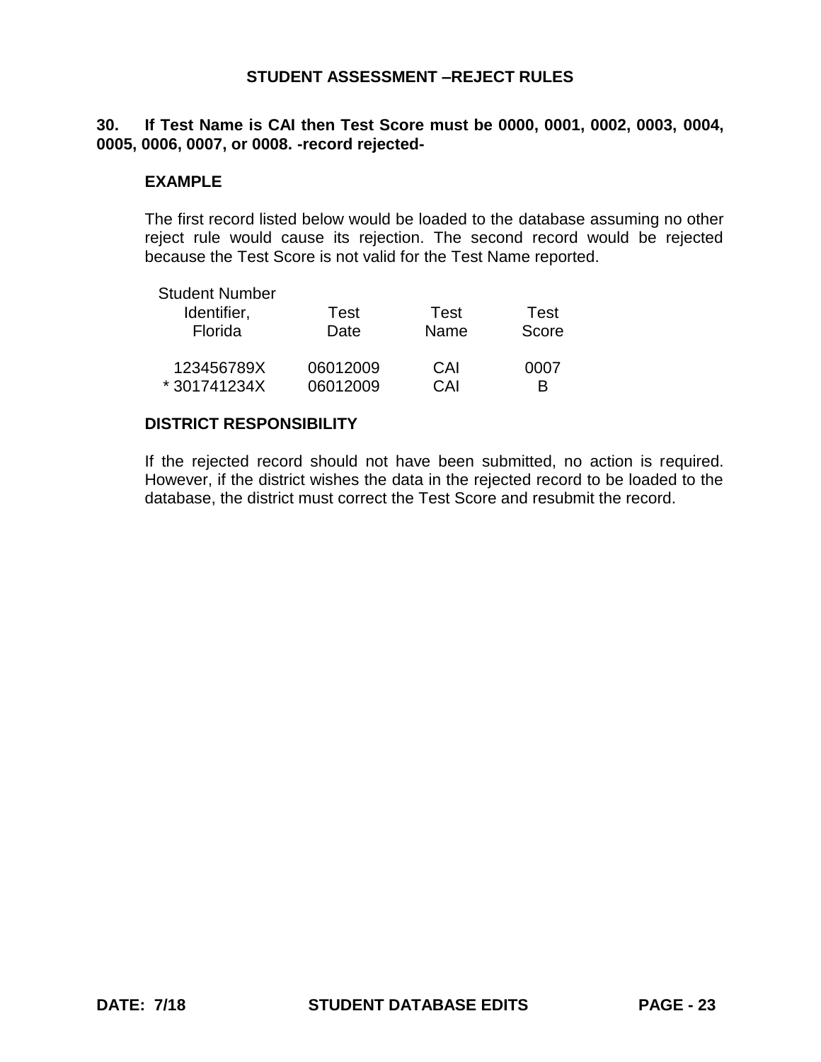## STUDENT ASSESSMENT –REJECT RULES

**30. If Test Name is CAI then Test Score must be 0000, 0001, 0002, 0003, 0004, 0005, 0006, 0007, or 0008. -record rejected-**

**EXAMPLE**

The first record listed below would be loaded to the database assuming no other reject rule would cause its rejection. The second record would be rejected because the Test Score is not valid for the Test Name reported.

| Student Number Identifier, Florida | Test Date | Test Name | Test Score |
|---|---|---|---|
| 123456789X | 06012009 | CAI | 0007 |
| * 301741234X | 06012009 | CAI | B |

**DISTRICT RESPONSIBILITY**

If the rejected record should not have been submitted, no action is required. However, if the district wishes the data in the rejected record to be loaded to the database, the district must correct the Test Score and resubmit the record.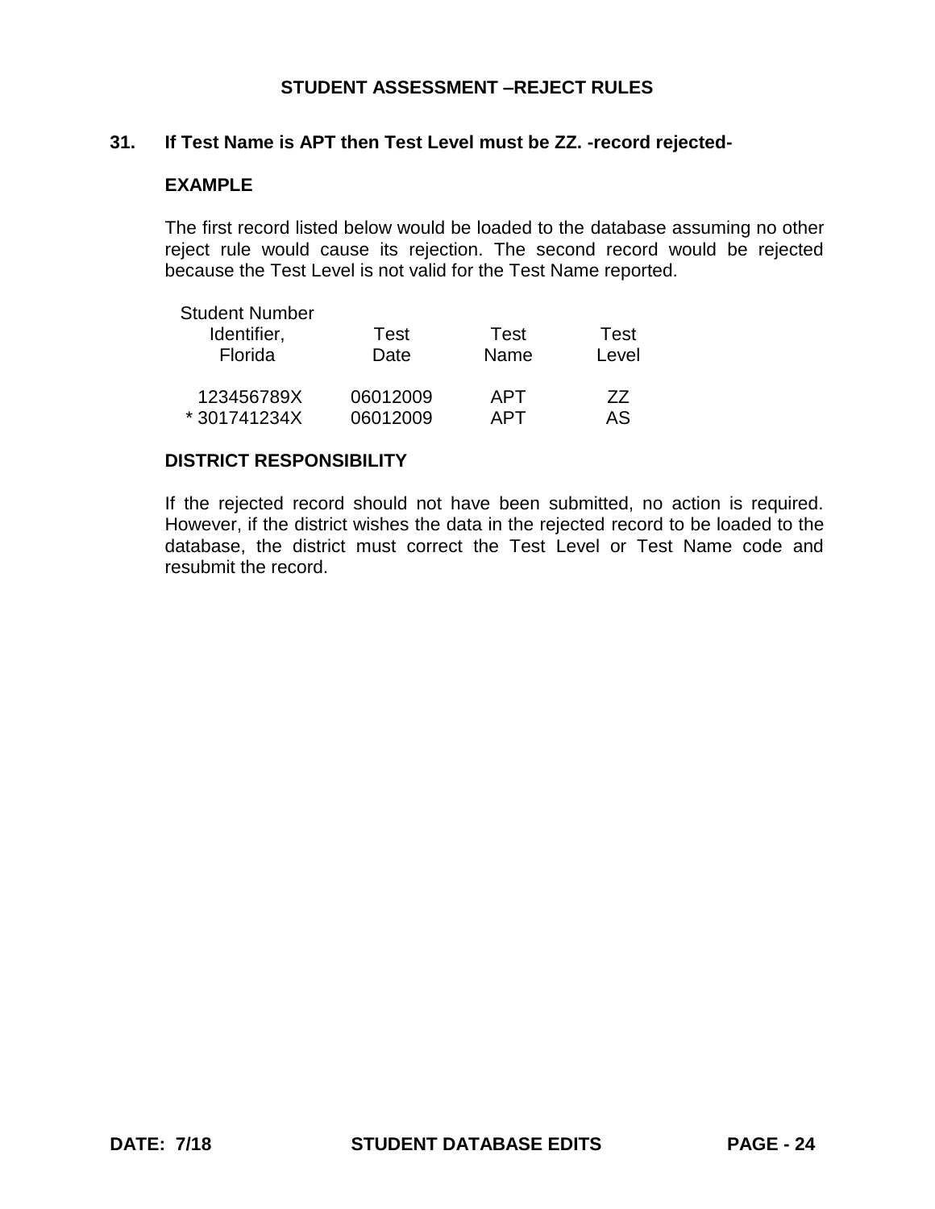## STUDENT ASSESSMENT –REJECT RULES

### 31. If Test Name is APT then Test Level must be ZZ. -record rejected-

**EXAMPLE**

The first record listed below would be loaded to the database assuming no other reject rule would cause its rejection. The second record would be rejected because the Test Level is not valid for the Test Name reported.

| Student Number Identifier, Florida | Test Date | Test Name | Test Level |
|---|---|---|---|
| 123456789X | 06012009 | APT | ZZ |
| * 301741234X | 06012009 | APT | AS |

**DISTRICT RESPONSIBILITY**

If the rejected record should not have been submitted, no action is required. However, if the district wishes the data in the rejected record to be loaded to the database, the district must correct the Test Level or Test Name code and resubmit the record.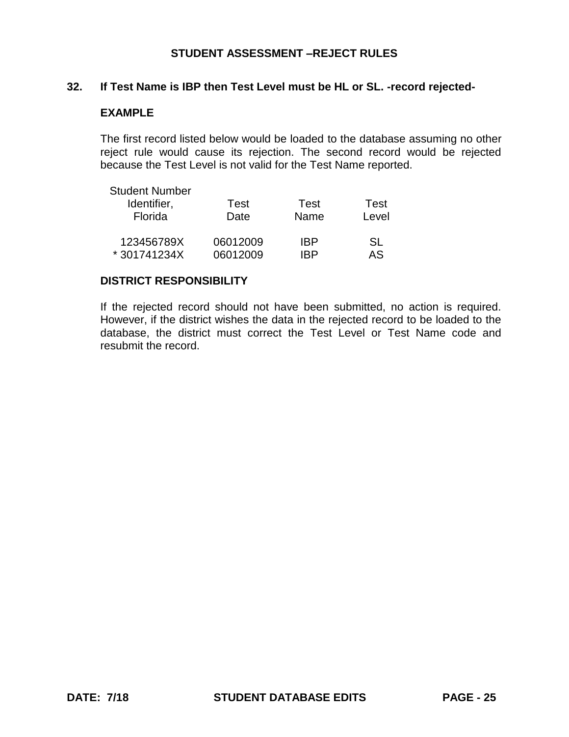## STUDENT ASSESSMENT –REJECT RULES

**32. If Test Name is IBP then Test Level must be HL or SL. -record rejected-**

**EXAMPLE**

The first record listed below would be loaded to the database assuming no other reject rule would cause its rejection. The second record would be rejected because the Test Level is not valid for the Test Name reported.

| Student Number Identifier, Florida | Test Date | Test Name | Test Level |
|---|---|---|---|
| 123456789X | 06012009 | IBP | SL |
| * 301741234X | 06012009 | IBP | AS |

**DISTRICT RESPONSIBILITY**

If the rejected record should not have been submitted, no action is required. However, if the district wishes the data in the rejected record to be loaded to the database, the district must correct the Test Level or Test Name code and resubmit the record.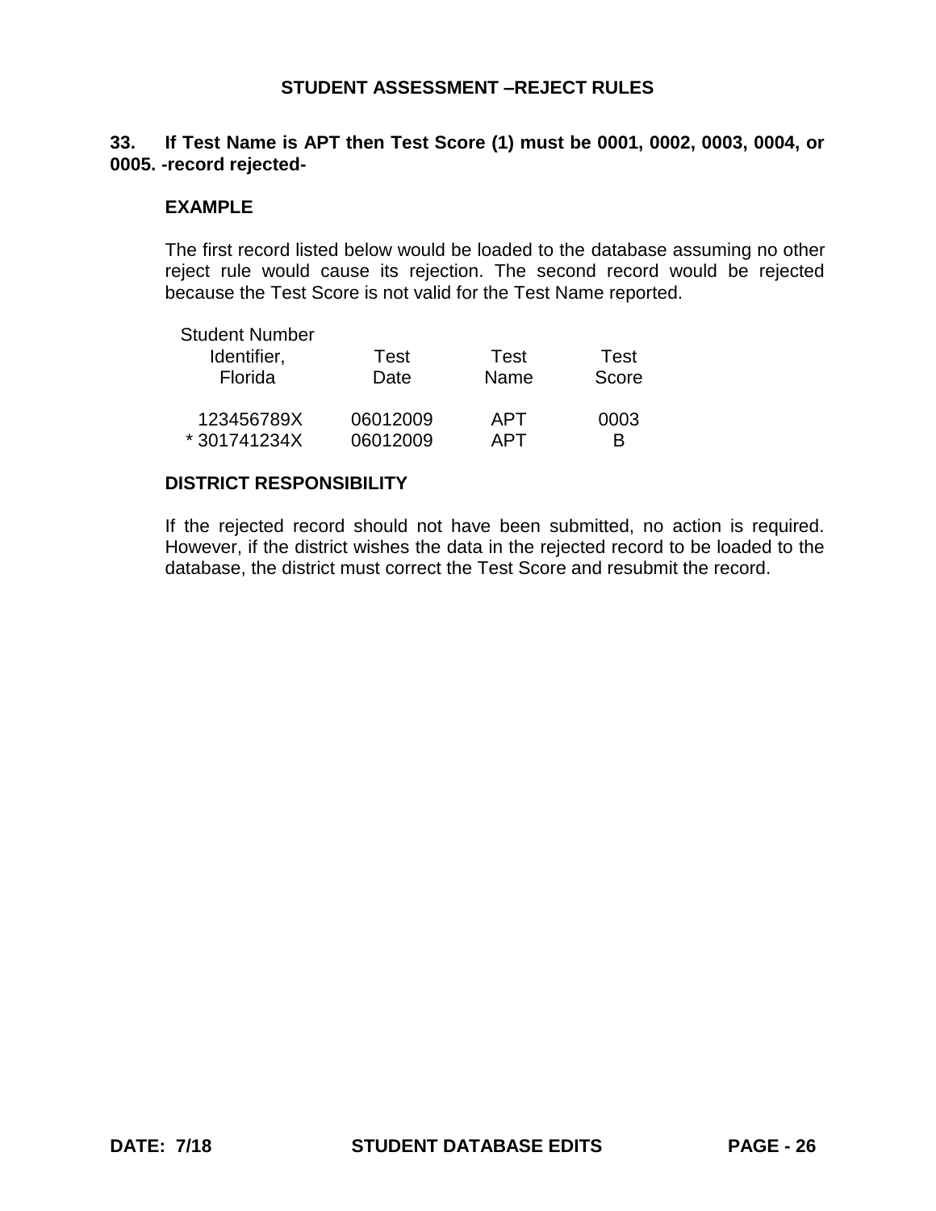## STUDENT ASSESSMENT –REJECT RULES

**33. If Test Name is APT then Test Score (1) must be 0001, 0002, 0003, 0004, or 0005. -record rejected-**

**EXAMPLE**

The first record listed below would be loaded to the database assuming no other reject rule would cause its rejection. The second record would be rejected because the Test Score is not valid for the Test Name reported.

| Student Number Identifier, Florida | Test Date | Test Name | Test Score |
|---|---|---|---|
| 123456789X | 06012009 | APT | 0003 |
| * 301741234X | 06012009 | APT | B |

**DISTRICT RESPONSIBILITY**

If the rejected record should not have been submitted, no action is required. However, if the district wishes the data in the rejected record to be loaded to the database, the district must correct the Test Score and resubmit the record.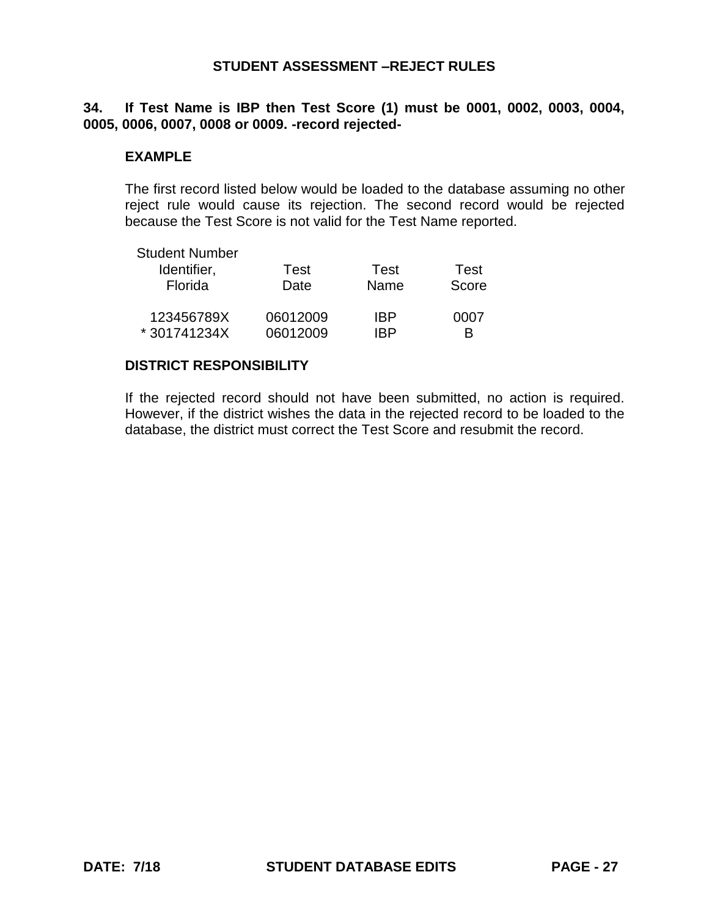## STUDENT ASSESSMENT –REJECT RULES

**34. If Test Name is IBP then Test Score (1) must be 0001, 0002, 0003, 0004, 0005, 0006, 0007, 0008 or 0009. -record rejected-**

**EXAMPLE**

The first record listed below would be loaded to the database assuming no other reject rule would cause its rejection. The second record would be rejected because the Test Score is not valid for the Test Name reported.

| Student Number Identifier, Florida | Test Date | Test Name | Test Score |
|---|---|---|---|
| 123456789X | 06012009 | IBP | 0007 |
| * 301741234X | 06012009 | IBP | B |

**DISTRICT RESPONSIBILITY**

If the rejected record should not have been submitted, no action is required. However, if the district wishes the data in the rejected record to be loaded to the database, the district must correct the Test Score and resubmit the record.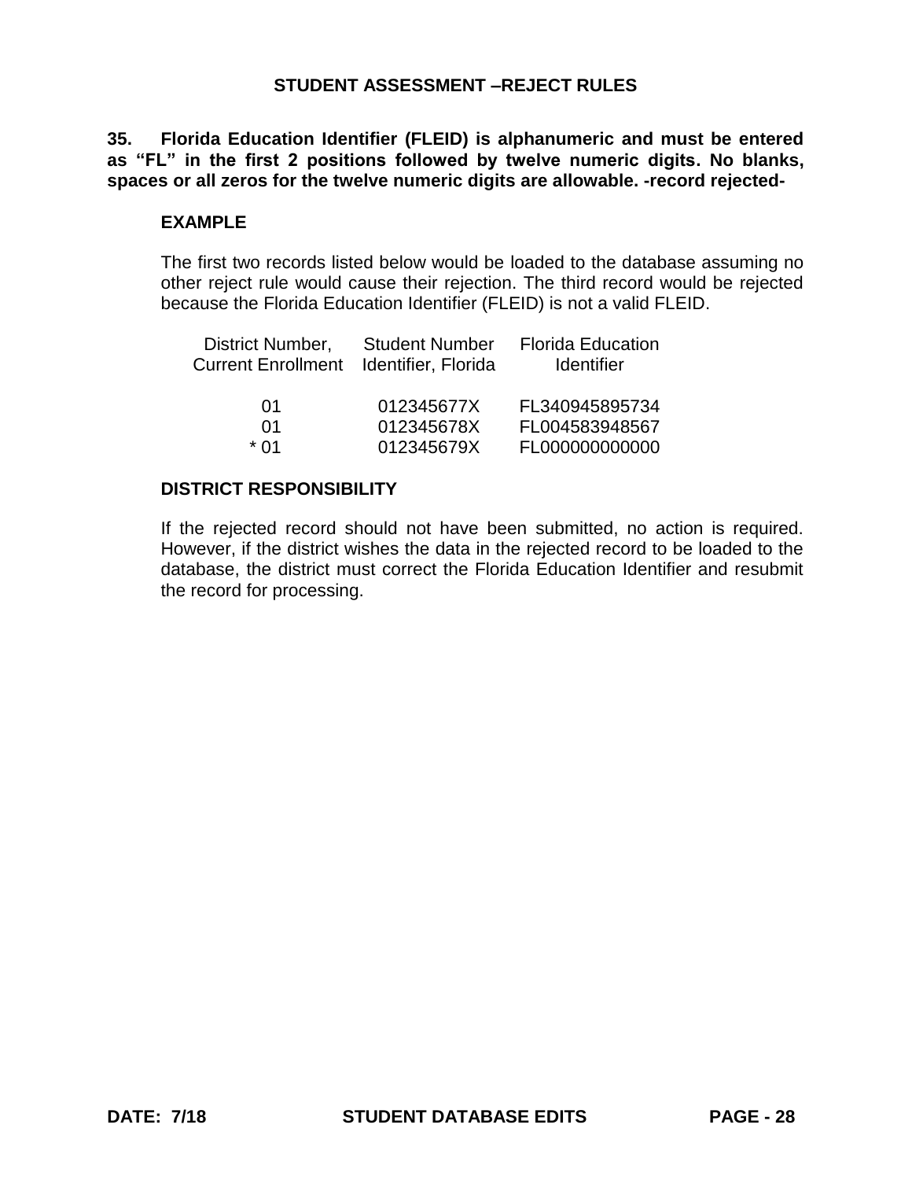## STUDENT ASSESSMENT –REJECT RULES

**35. Florida Education Identifier (FLEID) is alphanumeric and must be entered as “FL” in the first 2 positions followed by twelve numeric digits. No blanks, spaces or all zeros for the twelve numeric digits are allowable. -record rejected-**

**EXAMPLE**

The first two records listed below would be loaded to the database assuming no other reject rule would cause their rejection. The third record would be rejected because the Florida Education Identifier (FLEID) is not a valid FLEID.

| District Number, Current Enrollment | Student Number Identifier, Florida | Florida Education Identifier |
|---|---|---|
| 01 | 012345677X | FL340945895734 |
| 01 | 012345678X | FL004583948567 |
| * 01 | 012345679X | FL000000000000 |

**DISTRICT RESPONSIBILITY**

If the rejected record should not have been submitted, no action is required. However, if the district wishes the data in the rejected record to be loaded to the database, the district must correct the Florida Education Identifier and resubmit the record for processing.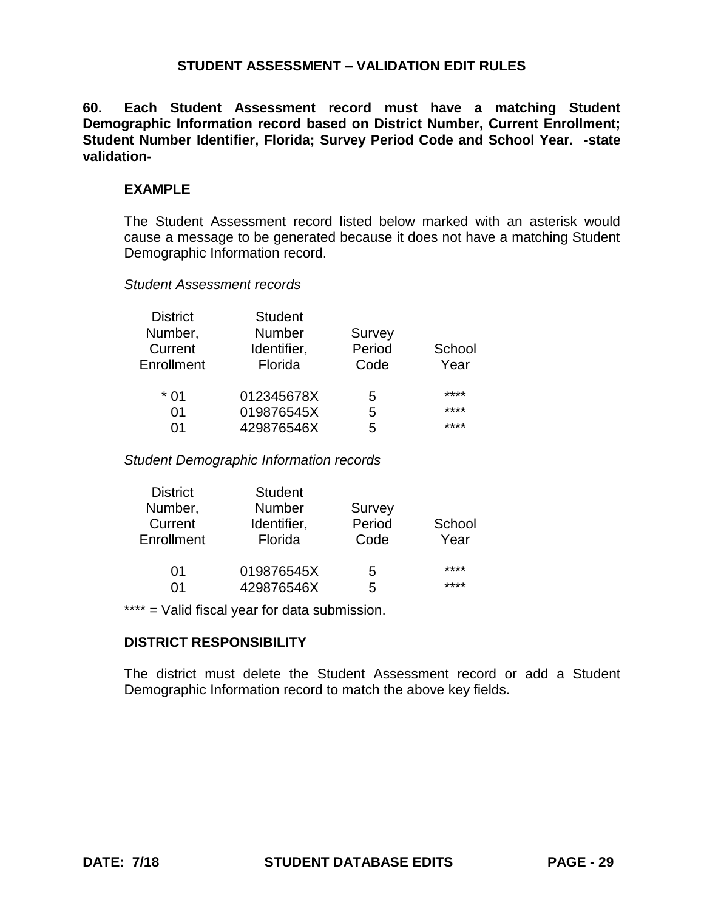## STUDENT ASSESSMENT – VALIDATION EDIT RULES

**60. Each Student Assessment record must have a matching Student Demographic Information record based on District Number, Current Enrollment; Student Number Identifier, Florida; Survey Period Code and School Year. -state validation-**

**EXAMPLE**

The Student Assessment record listed below marked with an asterisk would cause a message to be generated because it does not have a matching Student Demographic Information record.

*Student Assessment records*

| District Number, Current Enrollment | Student Number Identifier, Florida | Survey Period Code | School Year |
|---|---|---|---|
| * 01 | 012345678X | 5 | **** |
| 01 | 019876545X | 5 | **** |
| 01 | 429876546X | 5 | **** |

*Student Demographic Information records*

| District Number, Current Enrollment | Student Number Identifier, Florida | Survey Period Code | School Year |
|---|---|---|---|
| 01 | 019876545X | 5 | **** |
| 01 | 429876546X | 5 | **** |

**** = Valid fiscal year for data submission.

**DISTRICT RESPONSIBILITY**

The district must delete the Student Assessment record or add a Student Demographic Information record to match the above key fields.